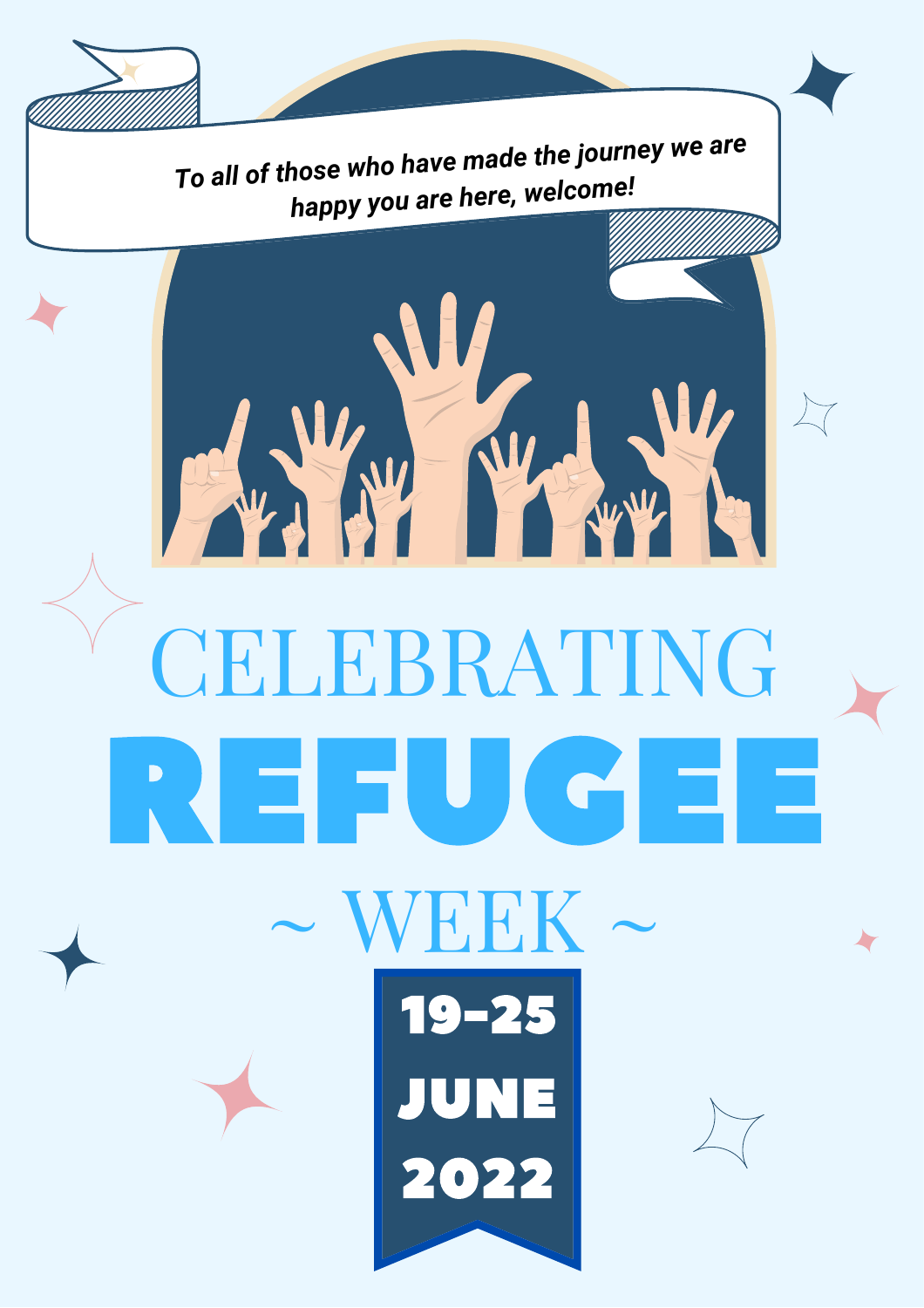*To all of those who have made the journey we are happy you are here, welcome!*

# CELEBRATING REFUGEE ~ WEEK ~

**19-25 JUNE 2022**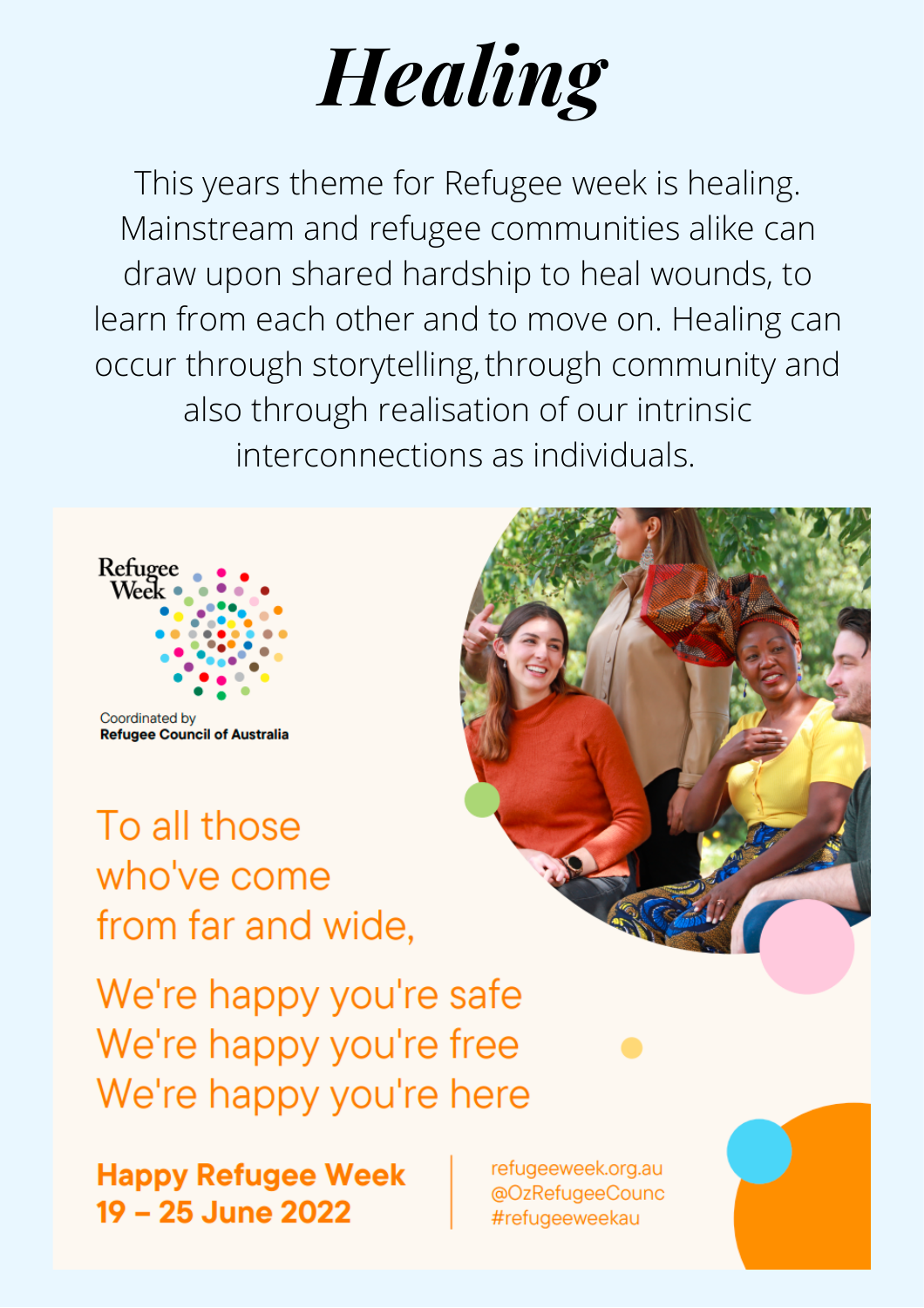# *Healing*

This years theme for Refugee week is healing. Mainstream and refugee communities alike can draw upon shared hardship to heal wounds, to learn from each other and to move on. Healing can occur through storytelling, through community and also through realisation of our intrinsic interconnections as individuals.

Refugee Week

Coordinated by
**Refugee Council of Australia**

To all those who've come from far and wide,

We're happy you're safe
We're happy you're free
We're happy you're here

**Happy Refugee Week**
**19 – 25 June 2022**

refugeeweek.org.au
@OzRefugeeCounc
#refugeeweekau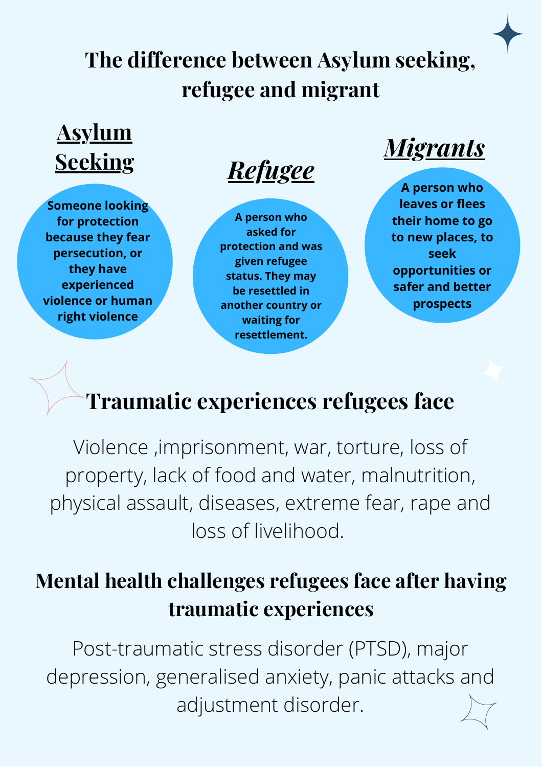# The difference between Asylum seeking, refugee and migrant

## Asylum Seeking

**Someone looking for protection because they fear persecution, or they have experienced violence or human right violence**

## *Refugee*

**A person who asked for protection and was given refugee status. They may be resettled in another country or waiting for resettlement.**

## *Migrants*

**A person who leaves or flees their home to go to new places, to seek opportunities or safer and better prospects**

## Traumatic experiences refugees face

Violence ,imprisonment, war, torture, loss of property, lack of food and water, malnutrition, physical assault, diseases, extreme fear, rape and loss of livelihood.

## Mental health challenges refugees face after having traumatic experiences

Post-traumatic stress disorder (PTSD), major depression, generalised anxiety, panic attacks and adjustment disorder.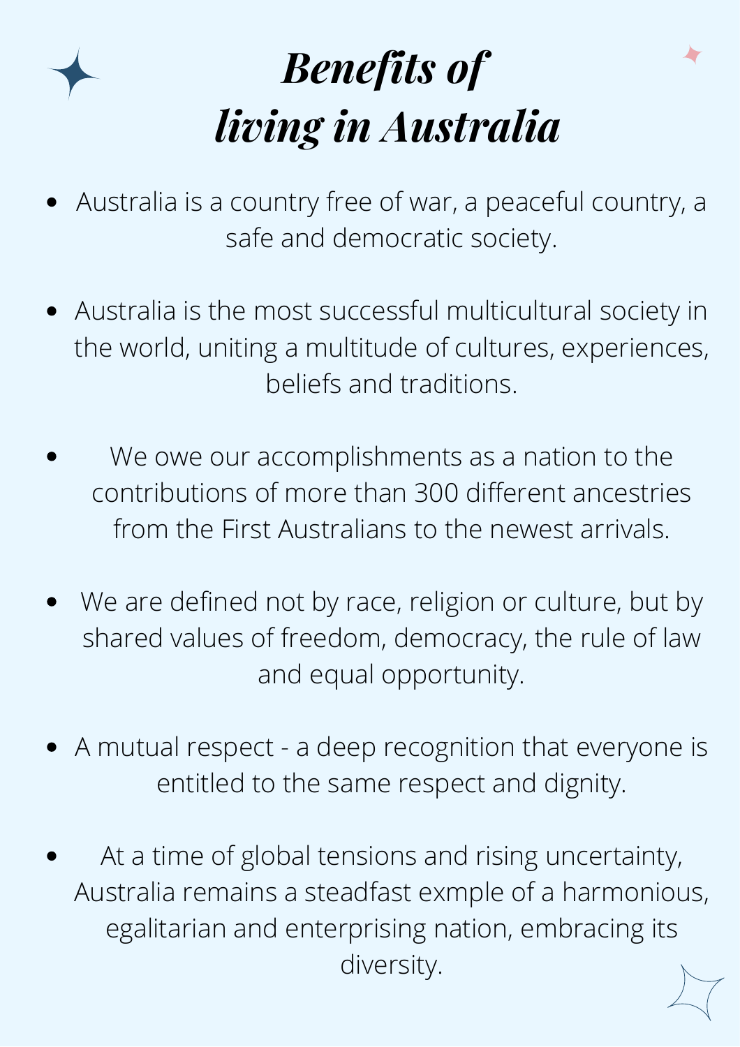# *Benefits of living in Australia*

- Australia is a country free of war, a peaceful country, a safe and democratic society.
- Australia is the most successful multicultural society in the world, uniting a multitude of cultures, experiences, beliefs and traditions.
- We owe our accomplishments as a nation to the contributions of more than 300 different ancestries from the First Australians to the newest arrivals.
- We are defined not by race, religion or culture, but by shared values of freedom, democracy, the rule of law and equal opportunity.
- A mutual respect - a deep recognition that everyone is entitled to the same respect and dignity.
- At a time of global tensions and rising uncertainty, Australia remains a steadfast exmple of a harmonious, egalitarian and enterprising nation, embracing its diversity.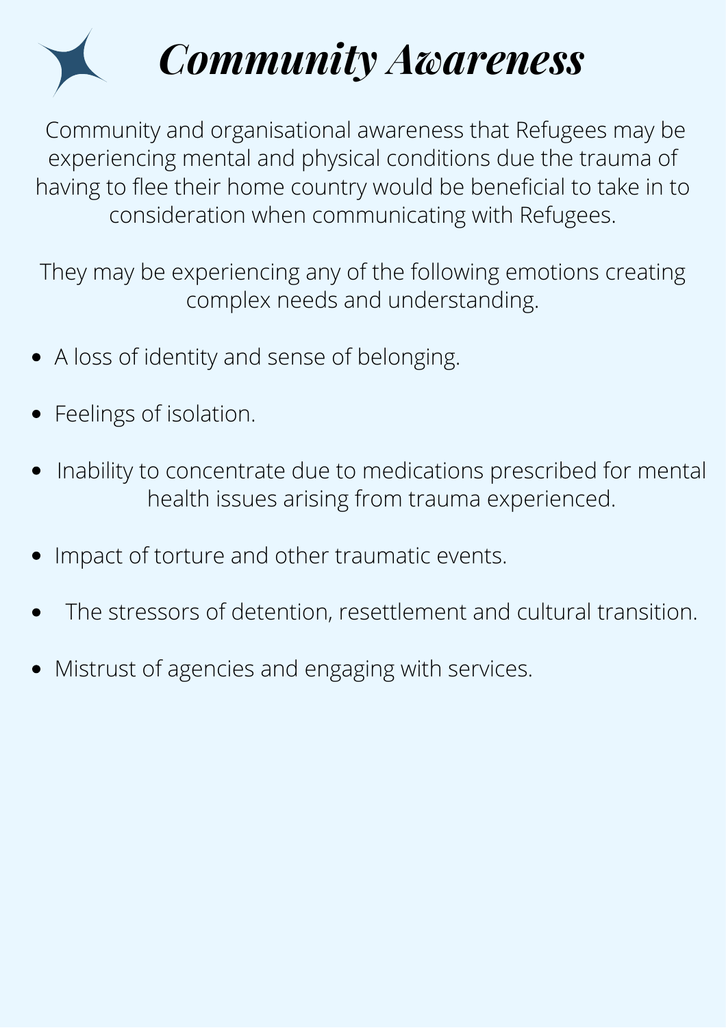# *Community Awareness*

Community and organisational awareness that Refugees may be experiencing mental and physical conditions due the trauma of having to flee their home country would be beneficial to take in to consideration when communicating with Refugees.

They may be experiencing any of the following emotions creating complex needs and understanding.

- A loss of identity and sense of belonging.
- Feelings of isolation.
- Inability to concentrate due to medications prescribed for mental health issues arising from trauma experienced.
- Impact of torture and other traumatic events.
- The stressors of detention, resettlement and cultural transition.
- Mistrust of agencies and engaging with services.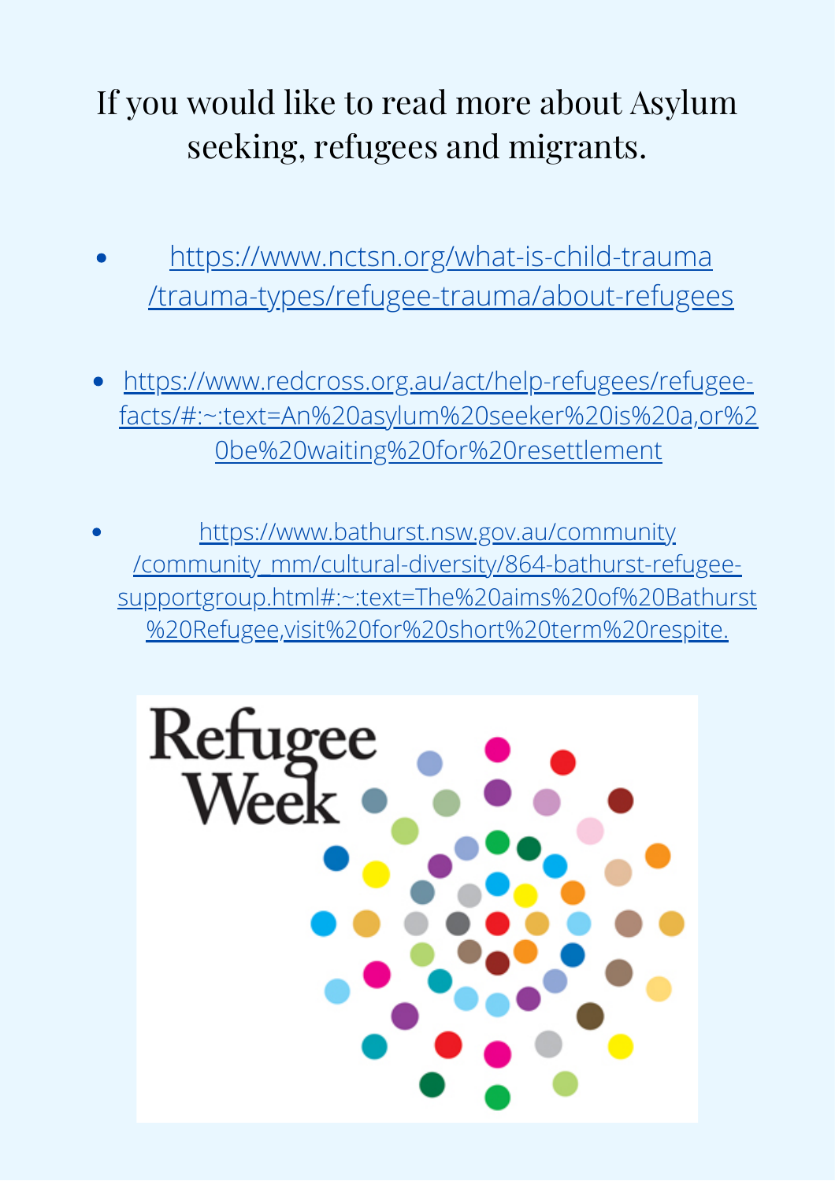If you would like to read more about Asylum seeking, refugees and migrants.

- https://www.nctsn.org/what-is-child-trauma/trauma-types/refugee-trauma/about-refugees
- https://www.redcross.org.au/act/help-refugees/refugee-facts/#:~:text=An%20asylum%20seeker%20is%20a,or%20be%20waiting%20for%20resettlement
- https://www.bathurst.nsw.gov.au/community/community_mm/cultural-diversity/864-bathurst-refugee-supportgroup.html#:~:text=The%20aims%20of%20Bathurst%20Refugee,visit%20for%20short%20term%20respite.

Refugee Week